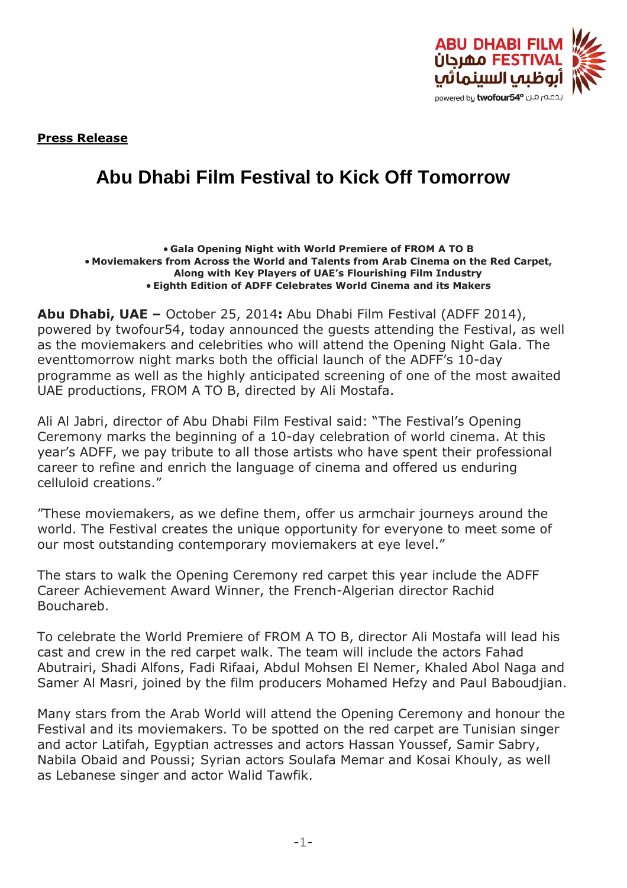ABU DHABI FILM FESTIVAL مهرجان أبوظبي السينمائي
powered by twofour54° بدعم من

**Press Release**

# Abu Dhabi Film Festival to Kick Off Tomorrow

- **Gala Opening Night with World Premiere of FROM A TO B**
- **Moviemakers from Across the World and Talents from Arab Cinema on the Red Carpet, Along with Key Players of UAE's Flourishing Film Industry**
- **Eighth Edition of ADFF Celebrates World Cinema and its Makers**

**Abu Dhabi, UAE – October 25, 2014:** Abu Dhabi Film Festival (ADFF 2014), powered by twofour54, today announced the guests attending the Festival, as well as the moviemakers and celebrities who will attend the Opening Night Gala. The eventtomorrow night marks both the official launch of the ADFF's 10-day programme as well as the highly anticipated screening of one of the most awaited UAE productions, FROM A TO B, directed by Ali Mostafa.

Ali Al Jabri, director of Abu Dhabi Film Festival said: "The Festival's Opening Ceremony marks the beginning of a 10-day celebration of world cinema. At this year's ADFF, we pay tribute to all those artists who have spent their professional career to refine and enrich the language of cinema and offered us enduring celluloid creations."

"These moviemakers, as we define them, offer us armchair journeys around the world. The Festival creates the unique opportunity for everyone to meet some of our most outstanding contemporary moviemakers at eye level."

The stars to walk the Opening Ceremony red carpet this year include the ADFF Career Achievement Award Winner, the French-Algerian director Rachid Bouchareb.

To celebrate the World Premiere of FROM A TO B, director Ali Mostafa will lead his cast and crew in the red carpet walk. The team will include the actors Fahad Abutrairi, Shadi Alfons, Fadi Rifaai, Abdul Mohsen El Nemer, Khaled Abol Naga and Samer Al Masri, joined by the film producers Mohamed Hefzy and Paul Baboudjian.

Many stars from the Arab World will attend the Opening Ceremony and honour the Festival and its moviemakers. To be spotted on the red carpet are Tunisian singer and actor Latifah, Egyptian actresses and actors Hassan Youssef, Samir Sabry, Nabila Obaid and Poussi; Syrian actors Soulafa Memar and Kosai Khouly, as well as Lebanese singer and actor Walid Tawfik.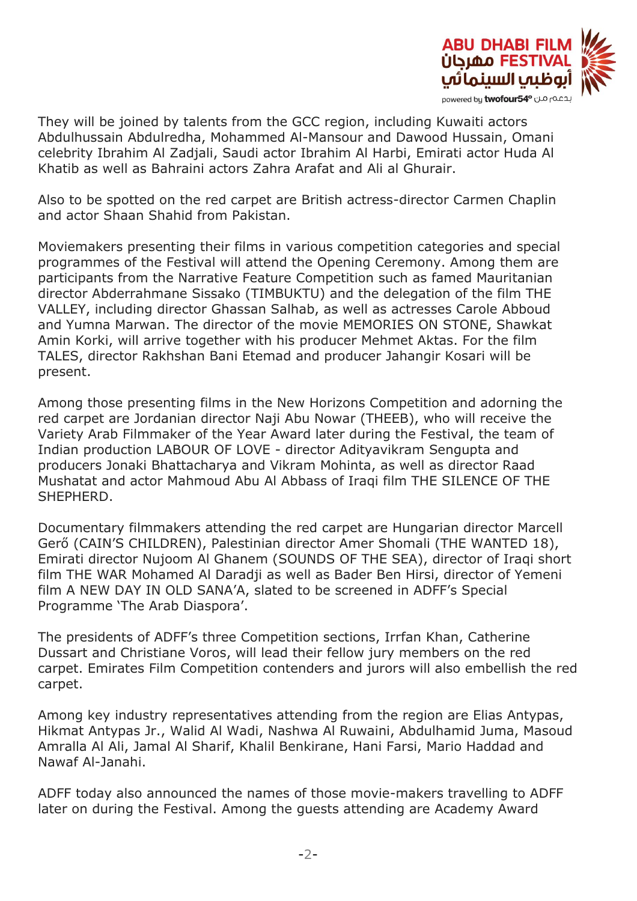They will be joined by talents from the GCC region, including Kuwaiti actors Abdulhussain Abdulredha, Mohammed Al-Mansour and Dawood Hussain, Omani celebrity Ibrahim Al Zadjali, Saudi actor Ibrahim Al Harbi, Emirati actor Huda Al Khatib as well as Bahraini actors Zahra Arafat and Ali al Ghurair.

Also to be spotted on the red carpet are British actress-director Carmen Chaplin and actor Shaan Shahid from Pakistan.

Moviemakers presenting their films in various competition categories and special programmes of the Festival will attend the Opening Ceremony. Among them are participants from the Narrative Feature Competition such as famed Mauritanian director Abderrahmane Sissako (TIMBUKTU) and the delegation of the film THE VALLEY, including director Ghassan Salhab, as well as actresses Carole Abboud and Yumna Marwan. The director of the movie MEMORIES ON STONE, Shawkat Amin Korki, will arrive together with his producer Mehmet Aktas. For the film TALES, director Rakhshan Bani Etemad and producer Jahangir Kosari will be present.

Among those presenting films in the New Horizons Competition and adorning the red carpet are Jordanian director Naji Abu Nowar (THEEB), who will receive the Variety Arab Filmmaker of the Year Award later during the Festival, the team of Indian production LABOUR OF LOVE - director Adityavikram Sengupta and producers Jonaki Bhattacharya and Vikram Mohinta, as well as director Raad Mushatat and actor Mahmoud Abu Al Abbass of Iraqi film THE SILENCE OF THE SHEPHERD.

Documentary filmmakers attending the red carpet are Hungarian director Marcell Gerő (CAIN'S CHILDREN), Palestinian director Amer Shomali (THE WANTED 18), Emirati director Nujoom Al Ghanem (SOUNDS OF THE SEA), director of Iraqi short film THE WAR Mohamed Al Daradji as well as Bader Ben Hirsi, director of Yemeni film A NEW DAY IN OLD SANA'A, slated to be screened in ADFF's Special Programme 'The Arab Diaspora'.

The presidents of ADFF's three Competition sections, Irrfan Khan, Catherine Dussart and Christiane Voros, will lead their fellow jury members on the red carpet. Emirates Film Competition contenders and jurors will also embellish the red carpet.

Among key industry representatives attending from the region are Elias Antypas, Hikmat Antypas Jr., Walid Al Wadi, Nashwa Al Ruwaini, Abdulhamid Juma, Masoud Amralla Al Ali, Jamal Al Sharif, Khalil Benkirane, Hani Farsi, Mario Haddad and Nawaf Al-Janahi.

ADFF today also announced the names of those movie-makers travelling to ADFF later on during the Festival. Among the guests attending are Academy Award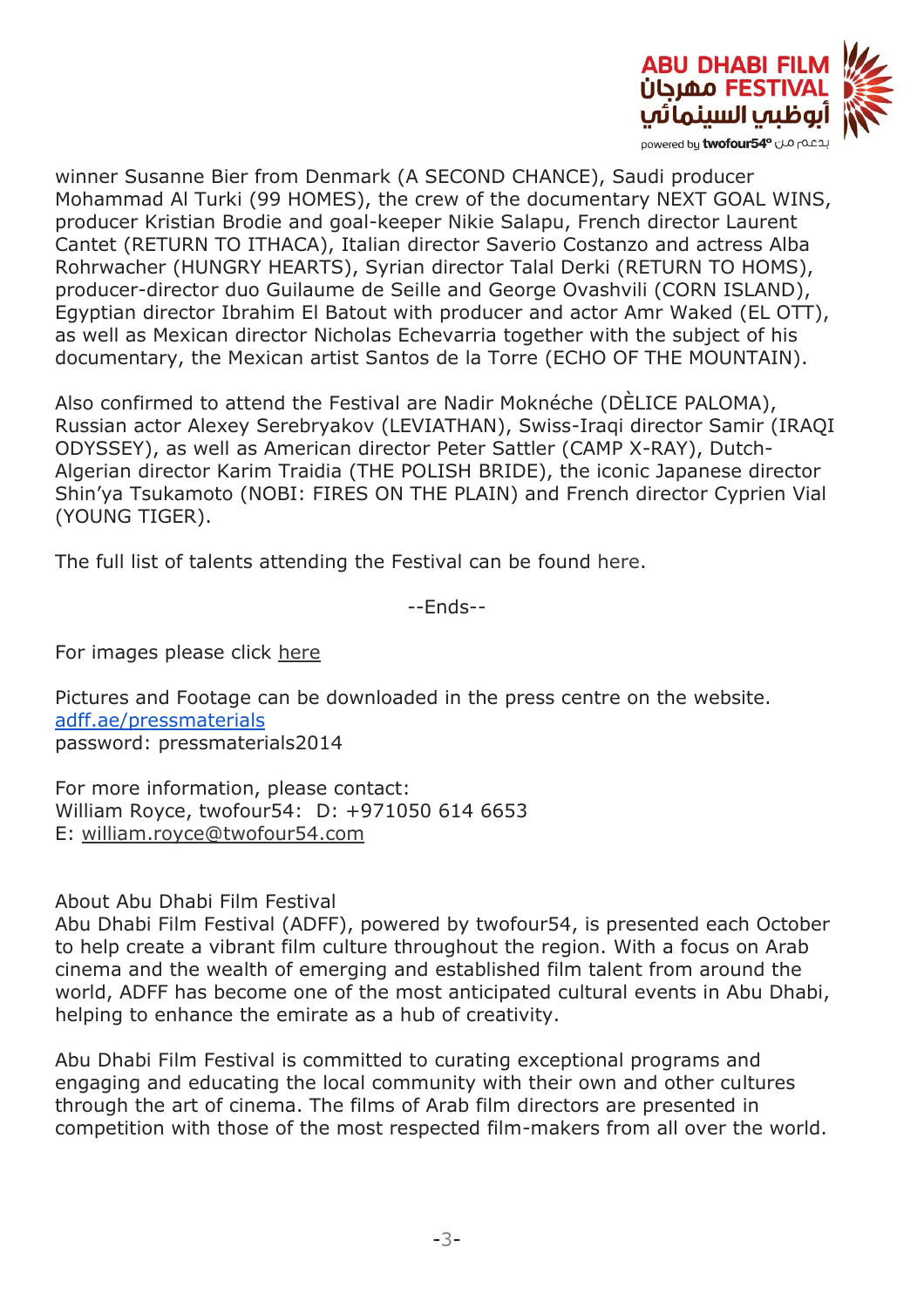winner Susanne Bier from Denmark (A SECOND CHANCE), Saudi producer Mohammad Al Turki (99 HOMES), the crew of the documentary NEXT GOAL WINS, producer Kristian Brodie and goal-keeper Nikie Salapu, French director Laurent Cantet (RETURN TO ITHACA), Italian director Saverio Costanzo and actress Alba Rohrwacher (HUNGRY HEARTS), Syrian director Talal Derki (RETURN TO HOMS), producer-director duo Guilaume de Seille and George Ovashvili (CORN ISLAND), Egyptian director Ibrahim El Batout with producer and actor Amr Waked (EL OTT), as well as Mexican director Nicholas Echevarria together with the subject of his documentary, the Mexican artist Santos de la Torre (ECHO OF THE MOUNTAIN).

Also confirmed to attend the Festival are Nadir Moknéche (DÈLICE PALOMA), Russian actor Alexey Serebryakov (LEVIATHAN), Swiss-Iraqi director Samir (IRAQI ODYSSEY), as well as American director Peter Sattler (CAMP X-RAY), Dutch-Algerian director Karim Traidia (THE POLISH BRIDE), the iconic Japanese director Shin'ya Tsukamoto (NOBI: FIRES ON THE PLAIN) and French director Cyprien Vial (YOUNG TIGER).

The full list of talents attending the Festival can be found here.

--Ends--

For images please click here

Pictures and Footage can be downloaded in the press centre on the website.
adff.ae/pressmaterials
password: pressmaterials2014

For more information, please contact:
William Royce, twofour54: D: +971050 614 6653
E: william.royce@twofour54.com

About Abu Dhabi Film Festival
Abu Dhabi Film Festival (ADFF), powered by twofour54, is presented each October to help create a vibrant film culture throughout the region. With a focus on Arab cinema and the wealth of emerging and established film talent from around the world, ADFF has become one of the most anticipated cultural events in Abu Dhabi, helping to enhance the emirate as a hub of creativity.

Abu Dhabi Film Festival is committed to curating exceptional programs and engaging and educating the local community with their own and other cultures through the art of cinema. The films of Arab film directors are presented in competition with those of the most respected film-makers from all over the world.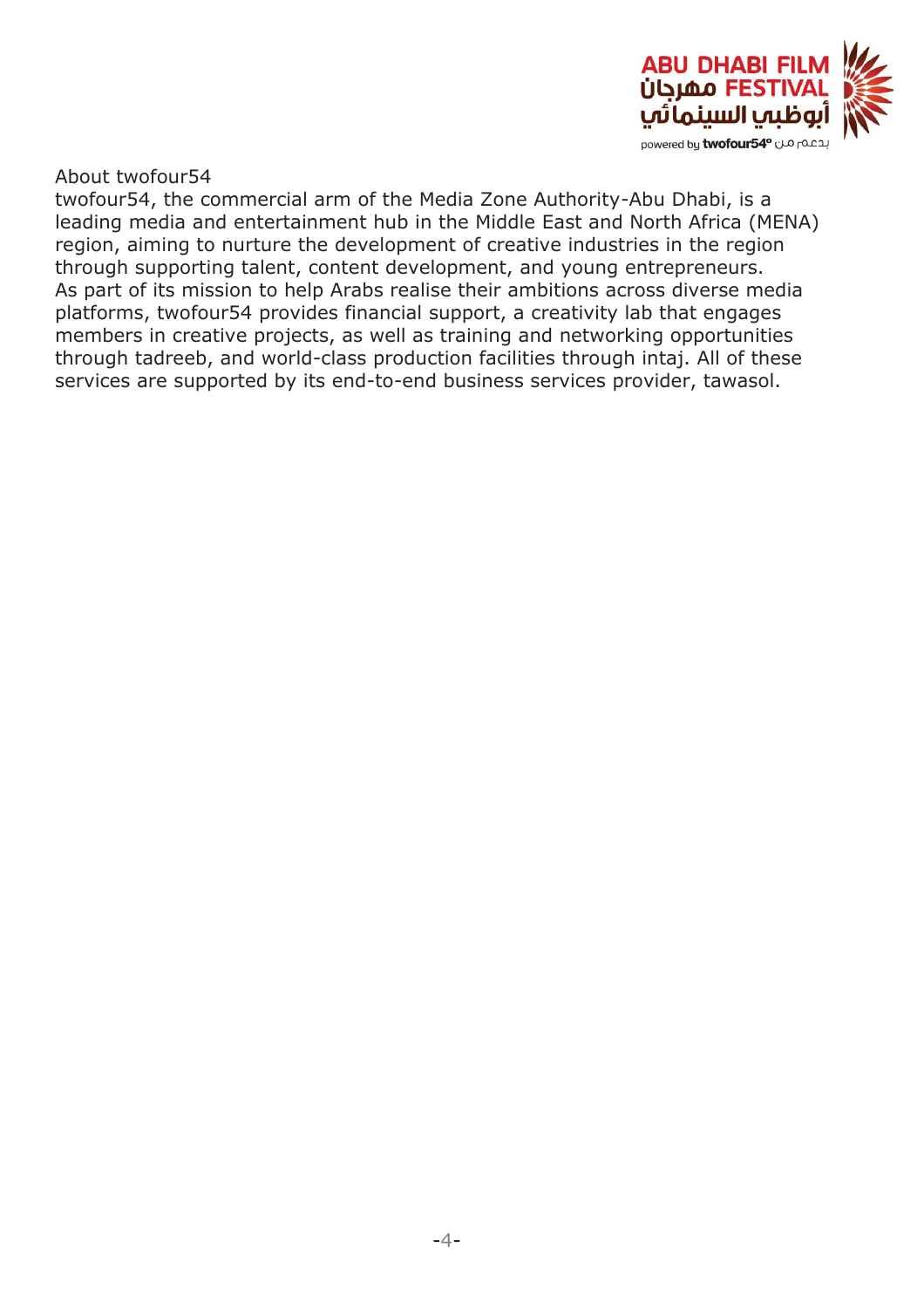## About twofour54

twofour54, the commercial arm of the Media Zone Authority-Abu Dhabi, is a leading media and entertainment hub in the Middle East and North Africa (MENA) region, aiming to nurture the development of creative industries in the region through supporting talent, content development, and young entrepreneurs. As part of its mission to help Arabs realise their ambitions across diverse media platforms, twofour54 provides financial support, a creativity lab that engages members in creative projects, as well as training and networking opportunities through tadreeb, and world-class production facilities through intaj. All of these services are supported by its end-to-end business services provider, tawasol.